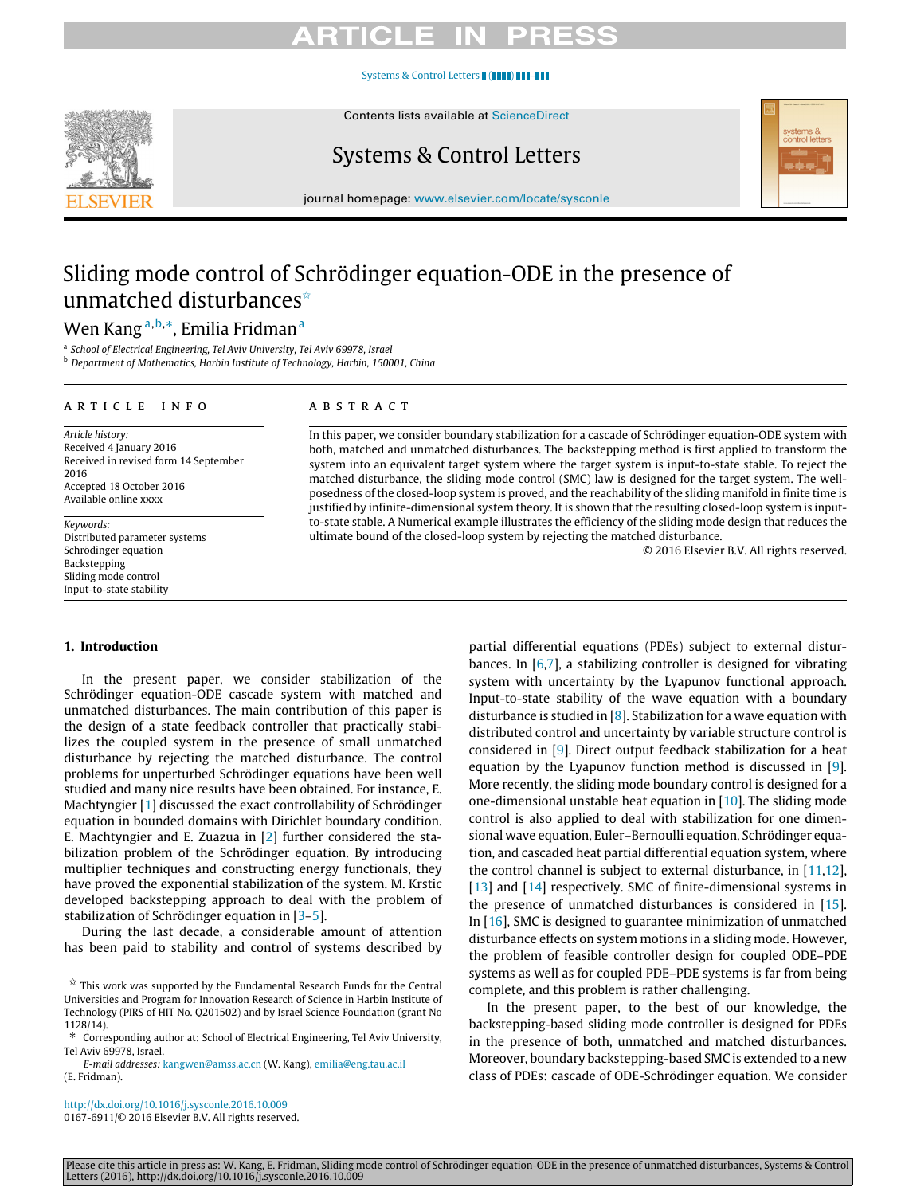# Sliding mode control of Schrödinger equation-ODE in the presence of unmatched disturbances[☆]

Wen Kang [a,b,*], Emilia Fridman [a]

[a] School of Electrical Engineering, Tel Aviv University, Tel Aviv 69978, Israel

[b] Department of Mathematics, Harbin Institute of Technology, Harbin, 150001, China

## ARTICLE INFO

*Article history:*
Received 4 January 2016
Received in revised form 14 September 2016
Accepted 18 October 2016
Available online xxxx

*Keywords:*
Distributed parameter systems
Schrödinger equation
Backstepping
Sliding mode control
Input-to-state stability

## ABSTRACT

In this paper, we consider boundary stabilization for a cascade of Schrödinger equation-ODE system with both, matched and unmatched disturbances. The backstepping method is first applied to transform the system into an equivalent target system where the target system is input-to-state stable. To reject the matched disturbance, the sliding mode control (SMC) law is designed for the target system. The well-posedness of the closed-loop system is proved, and the reachability of the sliding manifold in finite time is justified by infinite-dimensional system theory. It is shown that the resulting closed-loop system is input-to-state stable. A Numerical example illustrates the efficiency of the sliding mode design that reduces the ultimate bound of the closed-loop system by rejecting the matched disturbance.

© 2016 Elsevier B.V. All rights reserved.

## 1. Introduction

In the present paper, we consider stabilization of the Schrödinger equation-ODE cascade system with matched and unmatched disturbances. The main contribution of this paper is the design of a state feedback controller that practically stabilizes the coupled system in the presence of small unmatched disturbance by rejecting the matched disturbance. The control problems for unperturbed Schrödinger equations have been well studied and many nice results have been obtained. For instance, E. Machtyngier [1] discussed the exact controllability of Schrödinger equation in bounded domains with Dirichlet boundary condition. E. Machtyngier and E. Zuazua in [2] further considered the stabilization problem of the Schrödinger equation. By introducing multiplier techniques and constructing energy functionals, they have proved the exponential stabilization of the system. M. Krstic developed backstepping approach to deal with the problem of stabilization of Schrödinger equation in [3–5].

During the last decade, a considerable amount of attention has been paid to stability and control of systems described by partial differential equations (PDEs) subject to external disturbances. In [6,7], a stabilizing controller is designed for vibrating system with uncertainty by the Lyapunov functional approach. Input-to-state stability of the wave equation with a boundary disturbance is studied in [8]. Stabilization for a wave equation with distributed control and uncertainty by variable structure control is considered in [9]. Direct output feedback stabilization for a heat equation by the Lyapunov function method is discussed in [9]. More recently, the sliding mode boundary control is designed for a one-dimensional unstable heat equation in [10]. The sliding mode control is also applied to deal with stabilization for one dimensional wave equation, Euler–Bernoulli equation, Schrödinger equation, and cascaded heat partial differential equation system, where the control channel is subject to external disturbance, in [11,12], [13] and [14] respectively. SMC of finite-dimensional systems in the presence of unmatched disturbances is considered in [15]. In [16], SMC is designed to guarantee minimization of unmatched disturbance effects on system motions in a sliding mode. However, the problem of feasible controller design for coupled ODE–PDE systems as well as for coupled PDE–PDE systems is far from being complete, and this problem is rather challenging.

In the present paper, to the best of our knowledge, the backstepping-based sliding mode controller is designed for PDEs in the presence of both, unmatched and matched disturbances. Moreover, boundary backstepping-based SMC is extended to a new class of PDEs: cascade of ODE-Schrödinger equation. We consider

---

☆ This work was supported by the Fundamental Research Funds for the Central Universities and Program for Innovation Research of Science in Harbin Institute of Technology (PIRS of HIT No. Q201502) and by Israel Science Foundation (grant No 1128/14).

\* Corresponding author at: School of Electrical Engineering, Tel Aviv University, Tel Aviv 69978, Israel.

*E-mail addresses:* kangwen@amss.ac.cn (W. Kang), emilia@eng.tau.ac.il (E. Fridman).

http://dx.doi.org/10.1016/j.sysconle.2016.10.009
0167-6911/© 2016 Elsevier B.V. All rights reserved.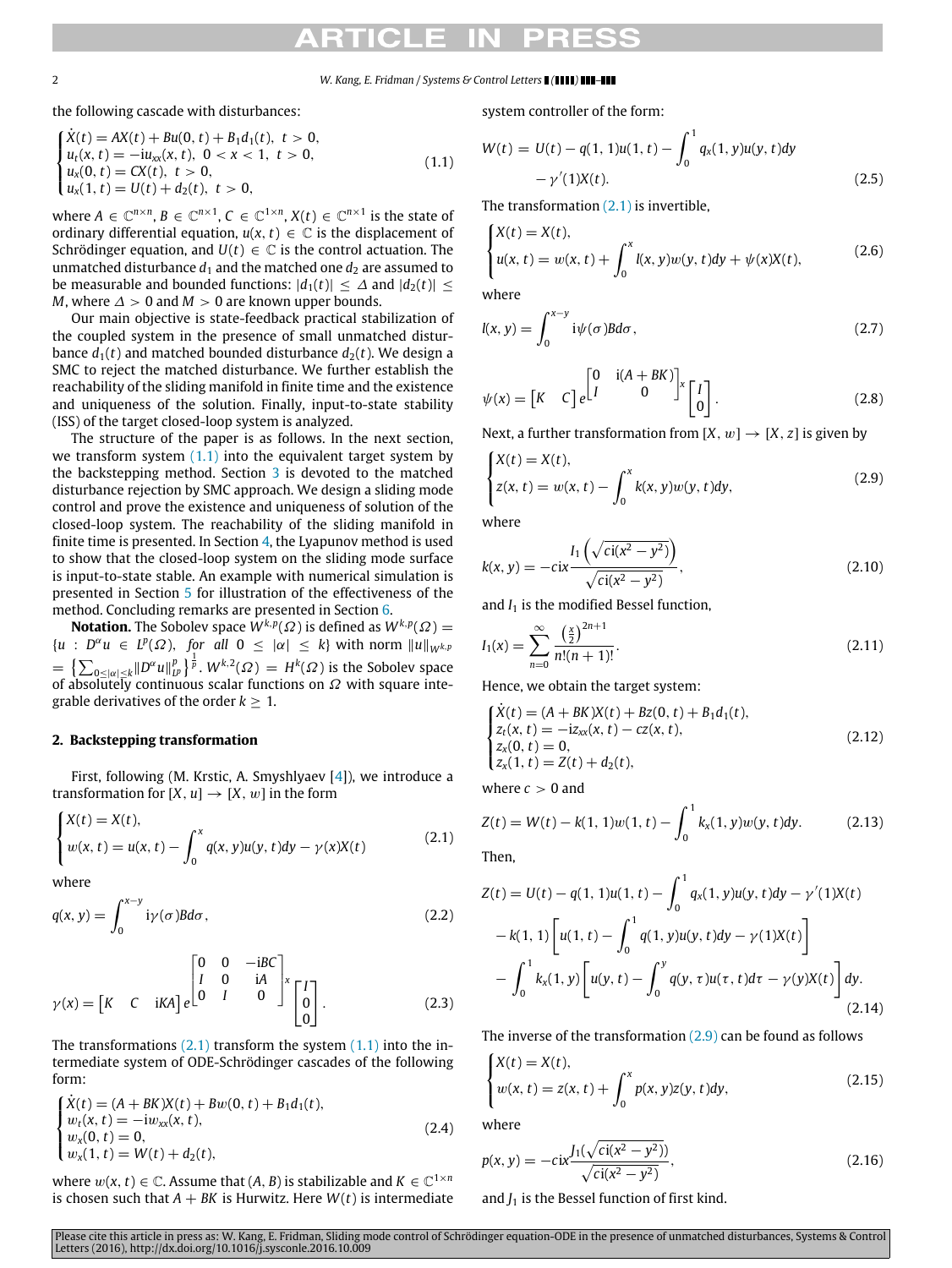the following cascade with disturbances:

$$
\begin{cases}
\dot{X}(t) = AX(t) + Bu(0,t) + B_1 d_1(t), \ t > 0, \\
u_t(x,t) = -\mathrm{i}u_{xx}(x,t), \ 0 < x < 1, \ t > 0, \\
u_x(0,t) = CX(t), \ t > 0, \\
u_x(1,t) = U(t) + d_2(t), \ t > 0,
\end{cases}
\tag{1.1}
$$

where $A \in \mathbb{C}^{n\times n}$, $B \in \mathbb{C}^{n\times 1}$, $C \in \mathbb{C}^{1\times n}$, $X(t) \in \mathbb{C}^{n\times 1}$ is the state of ordinary differential equation, $u(x,t) \in \mathbb{C}$ is the displacement of Schrödinger equation, and $U(t) \in \mathbb{C}$ is the control actuation. The unmatched disturbance $d_1$ and the matched one $d_2$ are assumed to be measurable and bounded functions: $|d_1(t)| \le \Delta$ and $|d_2(t)| \le M$, where $\Delta > 0$ and $M > 0$ are known upper bounds.

Our main objective is state-feedback practical stabilization of the coupled system in the presence of small unmatched disturbance $d_1(t)$ and matched bounded disturbance $d_2(t)$. We design a SMC to reject the matched disturbance. We further establish the reachability of the sliding manifold in finite time and the existence and uniqueness of the solution. Finally, input-to-state stability (ISS) of the target closed-loop system is analyzed.

The structure of the paper is as follows. In the next section, we transform system (1.1) into the equivalent target system by the backstepping method. Section 3 is devoted to the matched disturbance rejection by SMC approach. We design a sliding mode control and prove the existence and uniqueness of solution of the closed-loop system. The reachability of the sliding manifold in finite time is presented. In Section 4, the Lyapunov method is used to show that the closed-loop system on the sliding mode surface is input-to-state stable. An example with numerical simulation is presented in Section 5 for illustration of the effectiveness of the method. Concluding remarks are presented in Section 6.

**Notation.** The Sobolev space $W^{k,p}(\Omega)$ is defined as $W^{k,p}(\Omega) = \{u : D^{\alpha}u \in L^p(\Omega), \text{ for all } 0 \le |\alpha| \le k\}$ with norm $\|u\|_{W^{k,p}} = \left\{\sum_{0\le|\alpha|\le k} \|D^{\alpha}u\|_{L^p}^p\right\}^{\frac{1}{p}}$. $W^{k,2}(\Omega) = H^k(\Omega)$ is the Sobolev space of absolutely continuous scalar functions on $\Omega$ with square integrable derivatives of the order $k \ge 1$.

## 2. Backstepping transformation

First, following (M. Krstic, A. Smyshlyaev [4]), we introduce a transformation for $[X,u] \to [X,w]$ in the form

$$
\begin{cases}
X(t) = X(t), \\
w(x,t) = u(x,t) - \int_0^x q(x,y)u(y,t)dy - \gamma(x)X(t)
\end{cases}
\tag{2.1}
$$

where

$$
q(x,y) = \int_0^{x-y} \mathrm{i}\gamma(\sigma)Bd\sigma,
\tag{2.2}
$$

$$
\gamma(x) = \begin{bmatrix} K & C & \mathrm{i}KA \end{bmatrix} e^{\begin{bmatrix} 0 & 0 & -\mathrm{i}BC \\ I & 0 & \mathrm{i}A \\ 0 & I & 0 \end{bmatrix} x} \begin{bmatrix} I \\ 0 \\ 0 \end{bmatrix}.
\tag{2.3}
$$

The transformations (2.1) transform the system (1.1) into the intermediate system of ODE-Schrödinger cascades of the following form:

$$
\begin{cases}
\dot{X}(t) = (A+BK)X(t) + Bw(0,t) + B_1 d_1(t), \\
w_t(x,t) = -\mathrm{i}w_{xx}(x,t), \\
w_x(0,t) = 0, \\
w_x(1,t) = W(t) + d_2(t),
\end{cases}
\tag{2.4}
$$

where $w(x,t) \in \mathbb{C}$. Assume that $(A,B)$ is stabilizable and $K \in \mathbb{C}^{1\times n}$ is chosen such that $A+BK$ is Hurwitz. Here $W(t)$ is intermediate system controller of the form:

$$
W(t) = U(t) - q(1,1)u(1,t) - \int_0^1 q_x(1,y)u(y,t)dy - \gamma'(1)X(t).
\tag{2.5}
$$

The transformation (2.1) is invertible,

$$
\begin{cases}
X(t) = X(t), \\
u(x,t) = w(x,t) + \int_0^x l(x,y)w(y,t)dy + \psi(x)X(t),
\end{cases}
\tag{2.6}
$$

where

$$
l(x,y) = \int_0^{x-y} \mathrm{i}\psi(\sigma)Bd\sigma,
\tag{2.7}
$$

$$
\psi(x) = \begin{bmatrix} K & C \end{bmatrix} e^{\begin{bmatrix} 0 & \mathrm{i}(A+BK) \\ I & 0 \end{bmatrix} x} \begin{bmatrix} I \\ 0 \end{bmatrix}.
\tag{2.8}
$$

Next, a further transformation from $[X,w] \to [X,z]$ is given by

$$
\begin{cases}
X(t) = X(t), \\
z(x,t) = w(x,t) - \int_0^x k(x,y)w(y,t)dy,
\end{cases}
\tag{2.9}
$$

where

$$
k(x,y) = -cix\frac{I_1\left(\sqrt{ci(x^2-y^2)}\right)}{\sqrt{ci(x^2-y^2)}},
\tag{2.10}
$$

and $I_1$ is the modified Bessel function,

$$
I_1(x) = \sum_{n=0}^{\infty} \frac{\left(\frac{x}{2}\right)^{2n+1}}{n!(n+1)!}.
\tag{2.11}
$$

Hence, we obtain the target system:

$$
\begin{cases}
\dot{X}(t) = (A+BK)X(t) + Bz(0,t) + B_1 d_1(t), \\
z_t(x,t) = -\mathrm{i}z_{xx}(x,t) - cz(x,t), \\
z_x(0,t) = 0, \\
z_x(1,t) = Z(t) + d_2(t),
\end{cases}
\tag{2.12}
$$

where $c > 0$ and

$$
Z(t) = W(t) - k(1,1)w(1,t) - \int_0^1 k_x(1,y)w(y,t)dy.
\tag{2.13}
$$

Then,

$$
\begin{aligned}
Z(t) &= U(t) - q(1,1)u(1,t) - \int_0^1 q_x(1,y)u(y,t)dy - \gamma'(1)X(t) \\
&\quad - k(1,1)\left[u(1,t) - \int_0^1 q(1,y)u(y,t)dy - \gamma(1)X(t)\right] \\
&\quad - \int_0^1 k_x(1,y)\left[u(y,t) - \int_0^y q(y,\tau)u(\tau,t)d\tau - \gamma(y)X(t)\right]dy.
\end{aligned}
\tag{2.14}
$$

The inverse of the transformation (2.9) can be found as follows

$$
\begin{cases}
X(t) = X(t), \\
w(x,t) = z(x,t) + \int_0^x p(x,y)z(y,t)dy,
\end{cases}
\tag{2.15}
$$

where

$$
p(x,y) = -cix\frac{J_1(\sqrt{ci(x^2-y^2)})}{\sqrt{ci(x^2-y^2)}},
\tag{2.16}
$$

and $J_1$ is the Bessel function of first kind.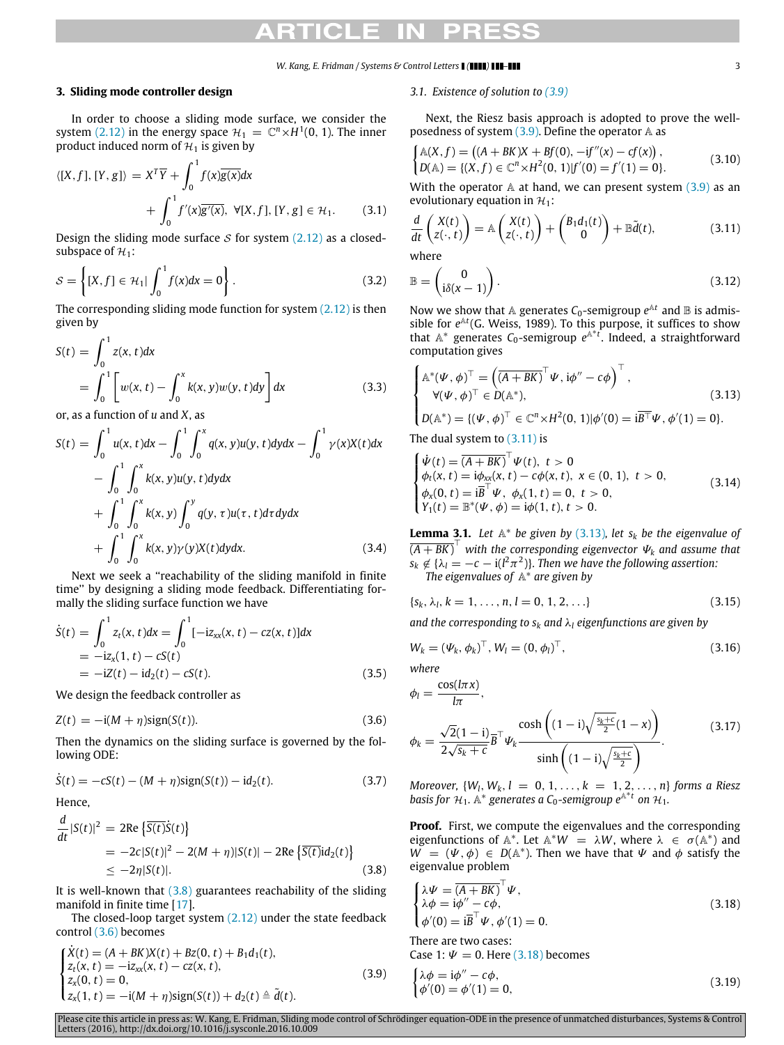## 3. Sliding mode controller design

In order to choose a sliding mode surface, we consider the system (2.12) in the energy space $\mathcal{H}_1 = \mathbb{C}^n \times H^1(0,1)$. The inner product induced norm of $\mathcal{H}_1$ is given by

$$\langle [X, f], [Y, g] \rangle = X^T \overline{Y} + \int_0^1 f(x)\overline{g(x)}dx + \int_0^1 f'(x)\overline{g'(x)}, \ \forall [X, f], [Y, g] \in \mathcal{H}_1. \tag{3.1}$$

Design the sliding mode surface $\mathcal{S}$ for system (2.12) as a closed-subspace of $\mathcal{H}_1$:

$$\mathcal{S} = \left\{ [X, f] \in \mathcal{H}_1 \middle| \int_0^1 f(x)dx = 0 \right\}. \tag{3.2}$$

The corresponding sliding mode function for system (2.12) is then given by

$$S(t) = \int_0^1 z(x,t)dx = \int_0^1 \left[ w(x,t) - \int_0^x k(x,y)w(y,t)dy \right] dx \tag{3.3}$$

or, as a function of $u$ and $X$, as

$$\begin{aligned} S(t) = &\int_0^1 u(x,t)dx - \int_0^1 \int_0^x q(x,y)u(y,t)dydx - \int_0^1 \gamma(x)X(t)dx \\ &- \int_0^1 \int_0^x k(x,y)u(y,t)dydx \\ &+ \int_0^1 \int_0^x k(x,y) \int_0^y q(y,\tau)u(\tau,t)d\tau dydx \\ &+ \int_0^1 \int_0^x k(x,y)\gamma(y)X(t)dydx. \end{aligned} \tag{3.4}$$

Next we seek a "reachability of the sliding manifold in finite time" by designing a sliding mode feedback. Differentiating formally the sliding surface function we have

$$\begin{aligned} \dot{S}(t) &= \int_0^1 z_t(x,t)dx = \int_0^1 [-\mathrm{i}z_{xx}(x,t) - cz(x,t)]dx \\ &= -\mathrm{i}z_x(1,t) - cS(t) \\ &= -\mathrm{i}Z(t) - \mathrm{i}d_2(t) - cS(t). \end{aligned} \tag{3.5}$$

We design the feedback controller as

$$Z(t) = -\mathrm{i}(M+\eta)\mathrm{sign}(S(t)). \tag{3.6}$$

Then the dynamics on the sliding surface is governed by the following ODE:

$$\dot{S}(t) = -cS(t) - (M+\eta)\mathrm{sign}(S(t)) - \mathrm{i}d_2(t). \tag{3.7}$$

Hence,

$$\begin{aligned} \frac{d}{dt}|S(t)|^2 &= 2\mathrm{Re}\left\{ \overline{S(t)}\dot{S}(t) \right\} \\ &= -2c|S(t)|^2 - 2(M+\eta)|S(t)| - 2\mathrm{Re}\left\{ \overline{S(t)}\mathrm{i}d_2(t) \right\} \\ &\le -2\eta|S(t)|. \end{aligned} \tag{3.8}$$

It is well-known that (3.8) guarantees reachability of the sliding manifold in finite time [17].

The closed-loop target system (2.12) under the state feedback control (3.6) becomes

$$\begin{cases} \dot{X}(t) = (A+BK)X(t) + Bz(0,t) + B_1 d_1(t), \\ z_t(x,t) = -\mathrm{i}z_{xx}(x,t) - cz(x,t), \\ z_x(0,t) = 0, \\ z_x(1,t) = -\mathrm{i}(M+\eta)\mathrm{sign}(S(t)) + d_2(t) \triangleq \tilde{d}(t). \end{cases} \tag{3.9}$$

### 3.1. Existence of solution to (3.9)

Next, the Riesz basis approach is adopted to prove the well-posedness of system (3.9). Define the operator $\mathbb{A}$ as

$$\begin{cases} \mathbb{A}(X,f) = \left( (A+BK)X + Bf(0), -\mathrm{i}f''(x) - cf(x) \right), \\ D(\mathbb{A}) = \{ (X,f) \in \mathbb{C}^n \times H^2(0,1) | f'(0) = f'(1) = 0 \}. \end{cases} \tag{3.10}$$

With the operator $\mathbb{A}$ at hand, we can present system (3.9) as an evolutionary equation in $\mathcal{H}_1$:

$$\frac{d}{dt}\begin{pmatrix} X(t) \\ z(\cdot,t) \end{pmatrix} = \mathbb{A}\begin{pmatrix} X(t) \\ z(\cdot,t) \end{pmatrix} + \begin{pmatrix} B_1 d_1(t) \\ 0 \end{pmatrix} + \mathbb{B}\tilde{d}(t), \tag{3.11}$$

where

$$\mathbb{B} = \begin{pmatrix} 0 \\ \mathrm{i}\delta(x-1) \end{pmatrix}. \tag{3.12}$$

Now we show that $\mathbb{A}$ generates $C_0$-semigroup $e^{\mathbb{A}t}$ and $\mathbb{B}$ is admissible for $e^{\mathbb{A}t}$ (G. Weiss, 1989). To this purpose, it suffices to show that $\mathbb{A}^*$ generates $C_0$-semigroup $e^{\mathbb{A}^*t}$. Indeed, a straightforward computation gives

$$\begin{cases} \mathbb{A}^*(\Psi,\phi)^\top = \left( \overline{(A+BK)}^\top \Psi, \mathrm{i}\phi'' - c\phi \right)^\top, \\ \quad \forall (\Psi,\phi)^\top \in D(\mathbb{A}^*), \\ D(\mathbb{A}^*) = \{ (\Psi,\phi)^\top \in \mathbb{C}^n \times H^2(0,1) | \phi'(0) = \mathrm{i}\overline{B}^\top \Psi, \phi'(1) = 0 \}. \end{cases} \tag{3.13}$$

The dual system to (3.11) is

$$\begin{cases} \dot{\Psi}(t) = \overline{(A+BK)}^\top \Psi(t), \ t > 0 \\ \phi_t(x,t) = \mathrm{i}\phi_{xx}(x,t) - c\phi(x,t), \ x \in (0,1), \ t > 0, \\ \phi_x(0,t) = \mathrm{i}\overline{B}^\top \Psi, \ \phi_x(1,t) = 0, \ t > 0, \\ Y_1(t) = \mathbb{B}^*(\Psi,\phi) = \mathrm{i}\phi(1,t), t > 0. \end{cases} \tag{3.14}$$

**Lemma 3.1.** *Let $\mathbb{A}^*$ be given by (3.13), let $s_k$ be the eigenvalue of $\overline{(A+BK)}^\top$ with the corresponding eigenvector $\Psi_k$ and assume that $s_k \notin \{\lambda_l = -c - \mathrm{i}(l^2\pi^2)\}$. Then we have the following assertion:*
*The eigenvalues of $\mathbb{A}^*$ are given by*

$$\{ s_k, \lambda_l, k = 1, \ldots, n, l = 0, 1, 2, \ldots \} \tag{3.15}$$

*and the corresponding to $s_k$ and $\lambda_l$ eigenfunctions are given by*

$$W_k = (\Psi_k, \phi_k)^\top, W_l = (0, \phi_l)^\top, \tag{3.16}$$

*where*

$$\phi_l = \frac{\cos(l\pi x)}{l\pi}, \qquad \phi_k = \frac{\sqrt{2}(1-\mathrm{i})}{2\sqrt{s_k+c}} \overline{B}^\top \Psi_k \frac{\cosh\left( (1-\mathrm{i})\sqrt{\frac{s_k+c}{2}}(1-x) \right)}{\sinh\left( (1-\mathrm{i})\sqrt{\frac{s_k+c}{2}} \right)}. \tag{3.17}$$

*Moreover, $\{W_l, W_k, l = 0, 1, \ldots, k = 1, 2, \ldots, n\}$ forms a Riesz basis for $\mathcal{H}_1$. $\mathbb{A}^*$ generates a $C_0$-semigroup $e^{\mathbb{A}^*t}$ on $\mathcal{H}_1$.*

**Proof.** First, we compute the eigenvalues and the corresponding eigenfunctions of $\mathbb{A}^*$. Let $\mathbb{A}^*W = \lambda W$, where $\lambda \in \sigma(\mathbb{A}^*)$ and $W = (\Psi, \phi) \in D(\mathbb{A}^*)$. Then we have that $\Psi$ and $\phi$ satisfy the eigenvalue problem

$$\begin{cases} \lambda\Psi = \overline{(A+BK)}^\top \Psi, \\ \lambda\phi = \mathrm{i}\phi'' - c\phi, \\ \phi'(0) = \mathrm{i}\overline{B}^\top \Psi, \phi'(1) = 0. \end{cases} \tag{3.18}$$

There are two cases:
Case 1: $\Psi = 0$. Here (3.18) becomes

$$\begin{cases} \lambda\phi = \mathrm{i}\phi'' - c\phi, \\ \phi'(0) = \phi'(1) = 0, \end{cases} \tag{3.19}$$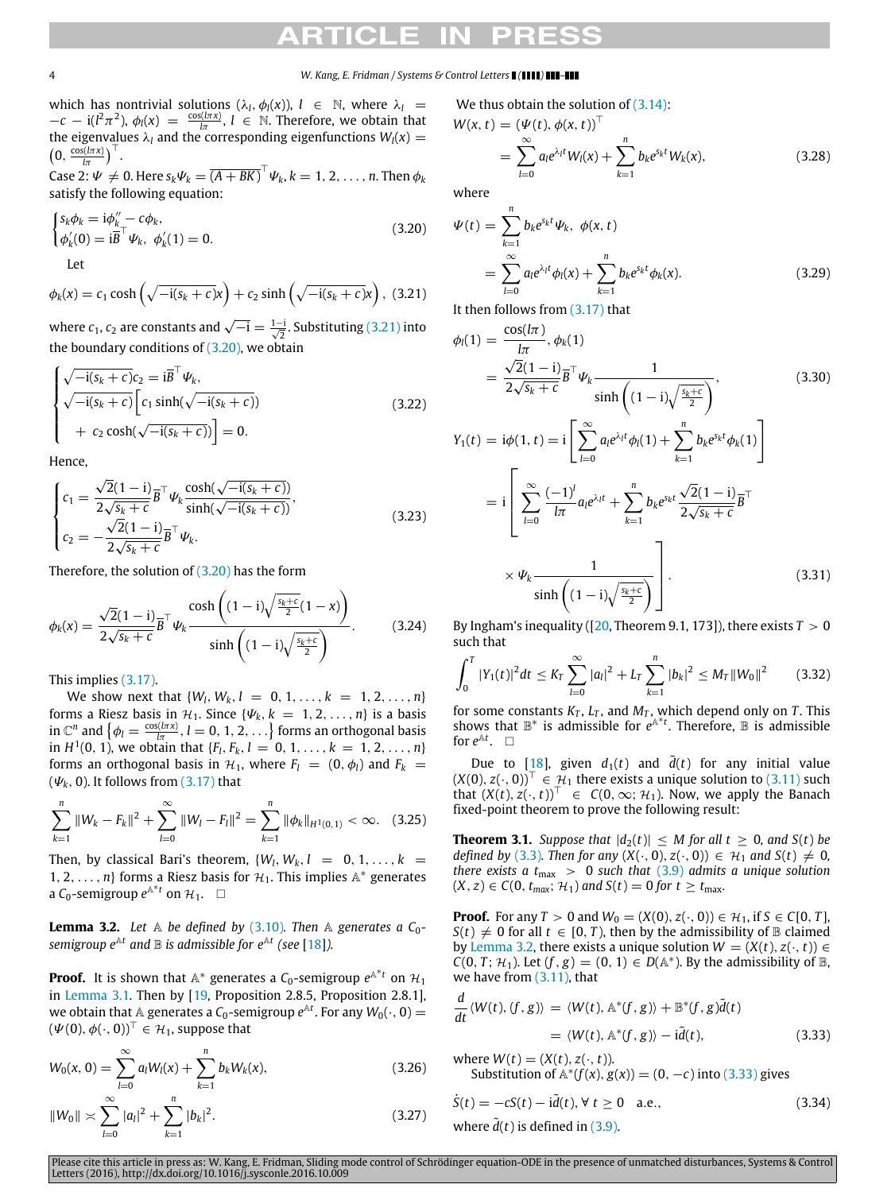which has nontrivial solutions $(\lambda_l, \phi_l(x))$, $l \in \mathbb{N}$, where $\lambda_l = -c - \mathrm{i}(l^2\pi^2)$, $\phi_l(x) = \frac{\cos(l\pi x)}{l\pi}$, $l \in \mathbb{N}$. Therefore, we obtain that the eigenvalues $\lambda_l$ and the corresponding eigenfunctions $W_l(x) = \left(0, \frac{\cos(l\pi x)}{l\pi}\right)^\top$.

Case 2: $\Psi \neq 0$. Here $s_k\Psi_k = \overline{(A+BK)}^\top \Psi_k$, $k = 1, 2, \ldots, n$. Then $\phi_k$ satisfy the following equation:

$$\begin{cases} s_k\phi_k = \mathrm{i}\phi_k'' - c\phi_k, \\ \phi_k'(0) = \mathrm{i}\overline{B}^\top \Psi_k, \ \phi_k'(1) = 0. \end{cases} \tag{3.20}$$

Let

$$\phi_k(x) = c_1 \cosh\left(\sqrt{-\mathrm{i}(s_k+c)}x\right) + c_2 \sinh\left(\sqrt{-\mathrm{i}(s_k+c)}x\right), \tag{3.21}$$

where $c_1, c_2$ are constants and $\sqrt{-\mathrm{i}} = \frac{1-\mathrm{i}}{\sqrt{2}}$. Substituting (3.21) into the boundary conditions of (3.20), we obtain

$$\begin{cases} \sqrt{-\mathrm{i}(s_k+c)}c_2 = \mathrm{i}\overline{B}^\top \Psi_k, \\ \sqrt{-\mathrm{i}(s_k+c)}\Big[c_1 \sinh(\sqrt{-\mathrm{i}(s_k+c)}) \\ \quad + c_2 \cosh(\sqrt{-\mathrm{i}(s_k+c)})\Big] = 0. \end{cases} \tag{3.22}$$

Hence,

$$\begin{cases} c_1 = \dfrac{\sqrt{2}(1-\mathrm{i})}{2\sqrt{s_k+c}}\overline{B}^\top \Psi_k \dfrac{\cosh(\sqrt{-\mathrm{i}(s_k+c)})}{\sinh(\sqrt{-\mathrm{i}(s_k+c)})}, \\ c_2 = -\dfrac{\sqrt{2}(1-\mathrm{i})}{2\sqrt{s_k+c}}\overline{B}^\top \Psi_k. \end{cases} \tag{3.23}$$

Therefore, the solution of (3.20) has the form

$$\phi_k(x) = \frac{\sqrt{2}(1-\mathrm{i})}{2\sqrt{s_k+c}}\overline{B}^\top \Psi_k \frac{\cosh\left((1-\mathrm{i})\sqrt{\frac{s_k+c}{2}}(1-x)\right)}{\sinh\left((1-\mathrm{i})\sqrt{\frac{s_k+c}{2}}\right)}. \tag{3.24}$$

This implies (3.17).

We show next that $\{W_l, W_k, l = 0, 1, \ldots, k = 1, 2, \ldots, n\}$ forms a Riesz basis in $\mathcal{H}_1$. Since $\{\Psi_k, k = 1, 2, \ldots, n\}$ is a basis in $\mathbb{C}^n$ and $\left\{\phi_l = \frac{\cos(l\pi x)}{l\pi}, l = 0, 1, 2, \ldots\right\}$ forms an orthogonal basis in $H^1(0,1)$, we obtain that $\{F_l, F_k, l = 0, 1, \ldots, k = 1, 2, \ldots, n\}$ forms an orthogonal basis in $\mathcal{H}_1$, where $F_l = (0, \phi_l)$ and $F_k = (\Psi_k, 0)$. It follows from (3.17) that

$$\sum_{k=1}^n \|W_k - F_k\|^2 + \sum_{l=0}^\infty \|W_l - F_l\|^2 = \sum_{k=1}^n \|\phi_k\|_{H^1(0,1)} < \infty. \tag{3.25}$$

Then, by classical Bari's theorem, $\{W_l, W_k, l = 0, 1, \ldots, k = 1, 2, \ldots, n\}$ forms a Riesz basis for $\mathcal{H}_1$. This implies $\mathbb{A}^*$ generates a $C_0$-semigroup $e^{\mathbb{A}^*t}$ on $\mathcal{H}_1$. $\square$

**Lemma 3.2.** *Let $\mathbb{A}$ be defined by (3.10). Then $\mathbb{A}$ generates a $C_0$-semigroup $e^{\mathbb{A}t}$ and $\mathbb{B}$ is admissible for $e^{\mathbb{A}t}$ (see [18]).*

**Proof.** It is shown that $\mathbb{A}^*$ generates a $C_0$-semigroup $e^{\mathbb{A}^*t}$ on $\mathcal{H}_1$ in Lemma 3.1. Then by [19, Proposition 2.8.5, Proposition 2.8.1], we obtain that $\mathbb{A}$ generates a $C_0$-semigroup $e^{\mathbb{A}t}$. For any $W_0(\cdot, 0) = (\Psi(0), \phi(\cdot, 0))^\top \in \mathcal{H}_1$, suppose that

$$W_0(x, 0) = \sum_{l=0}^\infty a_l W_l(x) + \sum_{k=1}^n b_k W_k(x), \tag{3.26}$$

$$\|W_0\| \asymp \sum_{l=0}^\infty |a_l|^2 + \sum_{k=1}^n |b_k|^2. \tag{3.27}$$

We thus obtain the solution of (3.14):

$$\begin{aligned} W(x,t) &= (\Psi(t), \phi(x,t))^\top \\ &= \sum_{l=0}^\infty a_l e^{\lambda_l t} W_l(x) + \sum_{k=1}^n b_k e^{s_k t} W_k(x), \end{aligned} \tag{3.28}$$

where

$$\begin{aligned} \Psi(t) &= \sum_{k=1}^n b_k e^{s_k t}\Psi_k, \ \phi(x,t) \\ &= \sum_{l=0}^\infty a_l e^{\lambda_l t}\phi_l(x) + \sum_{k=1}^n b_k e^{s_k t}\phi_k(x). \end{aligned} \tag{3.29}$$

It then follows from (3.17) that

$$\begin{aligned} \phi_l(1) &= \frac{\cos(l\pi)}{l\pi}, \ \phi_k(1) \\ &= \frac{\sqrt{2}(1-\mathrm{i})}{2\sqrt{s_k+c}}\overline{B}^\top \Psi_k \frac{1}{\sinh\left((1-\mathrm{i})\sqrt{\frac{s_k+c}{2}}\right)}, \end{aligned} \tag{3.30}$$

$$\begin{aligned} Y_1(t) &= \mathrm{i}\phi(1,t) = \mathrm{i}\left[\sum_{l=0}^\infty a_l e^{\lambda_l t}\phi_l(1) + \sum_{k=1}^n b_k e^{s_k t}\phi_k(1)\right] \\ &= \mathrm{i}\left[\sum_{l=0}^\infty \frac{(-1)^l}{l\pi} a_l e^{\lambda_l t} + \sum_{k=1}^n b_k e^{s_k t}\frac{\sqrt{2}(1-\mathrm{i})}{2\sqrt{s_k+c}}\overline{B}^\top \right. \\ &\quad \left. \times \Psi_k \frac{1}{\sinh\left((1-\mathrm{i})\sqrt{\frac{s_k+c}{2}}\right)}\right]. \end{aligned} \tag{3.31}$$

By Ingham's inequality ([20, Theorem 9.1, 173]), there exists $T > 0$ such that

$$\int_0^T |Y_1(t)|^2 dt \le K_T \sum_{l=0}^\infty |a_l|^2 + L_T \sum_{k=1}^n |b_k|^2 \le M_T \|W_0\|^2 \tag{3.32}$$

for some constants $K_T$, $L_T$, and $M_T$, which depend only on $T$. This shows that $\mathbb{B}^*$ is admissible for $e^{\mathbb{A}^*t}$. Therefore, $\mathbb{B}$ is admissible for $e^{\mathbb{A}t}$. $\square$

Due to [18], given $d_1(t)$ and $\tilde{d}(t)$ for any initial value $(X(0), z(\cdot, 0))^\top \in \mathcal{H}_1$ there exists a unique solution to (3.11) such that $(X(t), z(\cdot, t))^\top \in C(0, \infty; \mathcal{H}_1)$. Now, we apply the Banach fixed-point theorem to prove the following result:

**Theorem 3.1.** *Suppose that $|d_2(t)| \le M$ for all $t \ge 0$, and $S(t)$ be defined by (3.3). Then for any $(X(\cdot, 0), z(\cdot, 0)) \in \mathcal{H}_1$ and $S(t) \neq 0$, there exists a $t_{\max} > 0$ such that (3.9) admits a unique solution $(X, z) \in C(0, t_{\max}; \mathcal{H}_1)$ and $S(t) = 0$ for $t \ge t_{\max}$.*

**Proof.** For any $T > 0$ and $W_0 = (X(0), z(\cdot, 0)) \in \mathcal{H}_1$, if $S \in C[0, T]$, $S(t) \neq 0$ for all $t \in [0, T)$, then by the admissibility of $\mathbb{B}$ claimed by Lemma 3.2, there exists a unique solution $W = (X(t), z(\cdot, t)) \in C(0, T; \mathcal{H}_1)$. Let $(f, g) = (0, 1) \in D(\mathbb{A}^*)$. By the admissibility of $\mathbb{B}$, we have from (3.11), that

$$\begin{aligned} \frac{d}{dt}\langle W(t), (f,g)\rangle &= \langle W(t), \mathbb{A}^*(f,g)\rangle + \mathbb{B}^*(f,g)\tilde{d}(t) \\ &= \langle W(t), \mathbb{A}^*(f,g)\rangle - \mathrm{i}\tilde{d}(t), \end{aligned} \tag{3.33}$$

where $W(t) = (X(t), z(\cdot, t))$.

Substitution of $\mathbb{A}^*(f(x), g(x)) = (0, -c)$ into (3.33) gives

$$\dot{S}(t) = -cS(t) - \mathrm{i}\tilde{d}(t), \forall\, t \ge 0 \quad \text{a.e.}, \tag{3.34}$$

where $\tilde{d}(t)$ is defined in (3.9).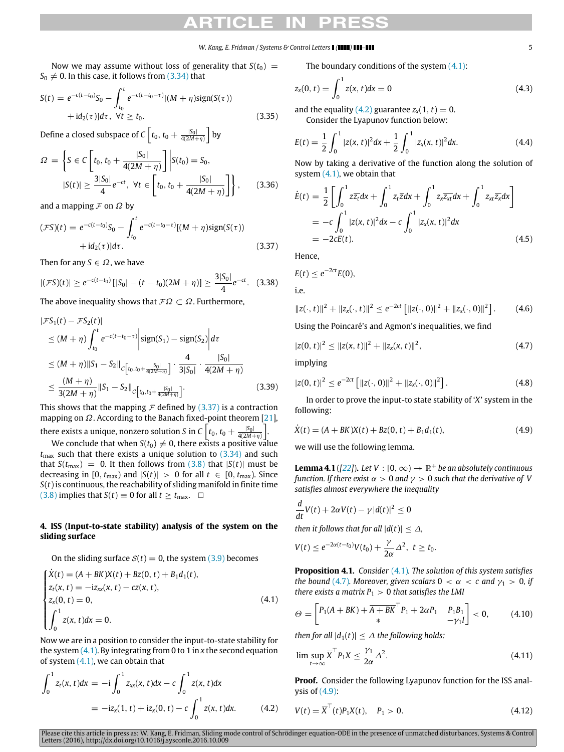Now we may assume without loss of generality that $S(t_0) = S_0 \neq 0$. In this case, it follows from (3.34) that

$$S(t) = e^{-c(t-t_0)}S_0 - \int_{t_0}^{t} e^{-c(t-t_0-\tau)}[(M+\eta)\mathrm{sign}(S(\tau)) + \mathrm{i}d_2(\tau)]d\tau, \quad \forall t \geq t_0. \tag{3.35}$$

Define a closed subspace of $C\left[t_0, t_0 + \frac{|S_0|}{4(2M+\eta)}\right]$ by

$$\Omega = \left\{ S \in C\left[t_0, t_0 + \frac{|S_0|}{4(2M+\eta)}\right] \middle| S(t_0) = S_0, \right. \\ \left. |S(t)| \geq \frac{3|S_0|}{4}e^{-ct}, \ \forall t \in \left[t_0, t_0 + \frac{|S_0|}{4(2M+\eta)}\right] \right\}, \tag{3.36}$$

and a mapping $\mathcal{F}$ on $\Omega$ by

$$(\mathcal{F}S)(t) = e^{-c(t-t_0)}S_0 - \int_{t_0}^{t} e^{-c(t-t_0-\tau)}[(M+\eta)\mathrm{sign}(S(\tau)) + \mathrm{i}d_2(\tau)]d\tau. \tag{3.37}$$

Then for any $S \in \Omega$, we have

$$|(\mathcal{F}S)(t)| \geq e^{-c(t-t_0)}[|S_0| - (t-t_0)(2M+\eta)] \geq \frac{3|S_0|}{4}e^{-ct}. \tag{3.38}$$

The above inequality shows that $\mathcal{F}\Omega \subset \Omega$. Furthermore,

$$\begin{aligned} &|\mathcal{F}S_1(t) - \mathcal{F}S_2(t)| \\ &\leq (M+\eta)\int_{t_0}^{t} e^{-c(t-t_0-\tau)}\left|\mathrm{sign}(S_1) - \mathrm{sign}(S_2)\right|d\tau \\ &\leq (M+\eta)\|S_1 - S_2\|_{C\left[t_0, t_0+\frac{|S_0|}{4(2M+\eta)}\right]} \cdot \frac{4}{3|S_0|} \cdot \frac{|S_0|}{4(2M+\eta)} \\ &\leq \frac{(M+\eta)}{3(2M+\eta)}\|S_1 - S_2\|_{C\left[t_0, t_0+\frac{|S_0|}{4(2M+\eta)}\right]}. \end{aligned} \tag{3.39}$$

This shows that the mapping $\mathcal{F}$ defined by (3.37) is a contraction mapping on $\Omega$. According to the Banach fixed-point theorem [21], there exists a unique, nonzero solution $S$ in $C\left[t_0, t_0 + \frac{|S_0|}{4(2M+\eta)}\right]$.

We conclude that when $S(t_0) \neq 0$, there exists a positive value $t_{\max}$ such that there exists a unique solution to (3.34) and such that $S(t_{\max}) = 0$. It then follows from (3.8) that $|S(t)|$ must be decreasing in $[0, t_{\max})$ and $|S(t)| > 0$ for all $t \in [0, t_{\max})$. Since $S(t)$ is continuous, the reachability of sliding manifold in finite time (3.8) implies that $S(t) \equiv 0$ for all $t \geq t_{\max}$. $\square$

## 4. ISS (Input-to-state stability) analysis of the system on the sliding surface

On the sliding surface $\mathcal{S}(t) = 0$, the system (3.9) becomes

$$\begin{cases} \dot{X}(t) = (A+BK)X(t) + Bz(0,t) + B_1 d_1(t), \\ z_t(x,t) = -\mathrm{i}z_{xx}(x,t) - cz(x,t), \\ z_x(0,t) = 0, \\ \int_0^1 z(x,t)dx = 0. \end{cases} \tag{4.1}$$

Now we are in a position to consider the input-to-state stability for the system (4.1). By integrating from 0 to 1 in $x$ the second equation of system (4.1), we can obtain that

$$\begin{aligned} \int_0^1 z_t(x,t)dx &= -\mathrm{i}\int_0^1 z_{xx}(x,t)dx - c\int_0^1 z(x,t)dx \\ &= -\mathrm{i}z_x(1,t) + \mathrm{i}z_x(0,t) - c\int_0^1 z(x,t)dx. \end{aligned} \tag{4.2}$$

The boundary conditions of the system (4.1):

$$z_x(0,t) = \int_0^1 z(x,t)dx = 0 \tag{4.3}$$

and the equality (4.2) guarantee $z_x(1,t) = 0$.

Consider the Lyapunov function below:

$$E(t) = \frac{1}{2}\int_0^1 |z(x,t)|^2 dx + \frac{1}{2}\int_0^1 |z_x(x,t)|^2 dx. \tag{4.4}$$

Now by taking a derivative of the function along the solution of system (4.1), we obtain that

$$\begin{aligned} \dot{E}(t) &= \frac{1}{2}\left[\int_0^1 z\overline{z_t}dx + \int_0^1 z_t\overline{z}dx + \int_0^1 z_x\overline{z_{xt}}dx + \int_0^1 z_{xt}\overline{z_x}dx\right] \\ &= -c\int_0^1 |z(x,t)|^2 dx - c\int_0^1 |z_x(x,t)|^2 dx \\ &= -2cE(t). \end{aligned} \tag{4.5}$$

Hence,

$$E(t) \leq e^{-2ct}E(0),$$

i.e.

$$\|z(\cdot,t)\|^2 + \|z_x(\cdot,t)\|^2 \leq e^{-2ct}\left[\|z(\cdot,0)\|^2 + \|z_x(\cdot,0)\|^2\right]. \tag{4.6}$$

Using the Poincaré's and Agmon's inequalities, we find

$$|z(0,t)|^2 \leq \|z(x,t)\|^2 + \|z_x(x,t)\|^2, \tag{4.7}$$

implying

$$|z(0,t)|^2 \leq e^{-2ct}\left[\|z(\cdot,0)\|^2 + \|z_x(\cdot,0)\|^2\right]. \tag{4.8}$$

In order to prove the input-to state stability of '$X$' system in the following:

$$\dot{X}(t) = (A+BK)X(t) + Bz(0,t) + B_1 d_1(t), \tag{4.9}$$

we will use the following lemma.

**Lemma 4.1** ([22]). *Let $V : [0,\infty) \to \mathbb{R}^+$ be an absolutely continuous function. If there exist $\alpha > 0$ and $\gamma > 0$ such that the derivative of $V$ satisfies almost everywhere the inequality*

$$\frac{d}{dt}V(t) + 2\alpha V(t) - \gamma|d(t)|^2 \leq 0$$

*then it follows that for all $|d(t)| \leq \Delta$,*

$$V(t) \leq e^{-2\alpha(t-t_0)}V(t_0) + \frac{\gamma}{2\alpha}\Delta^2, \ t \geq t_0.$$

**Proposition 4.1.** *Consider (4.1). The solution of this system satisfies the bound (4.7). Moreover, given scalars $0 < \alpha < c$ and $\gamma_1 > 0$, if there exists a matrix $P_1 > 0$ that satisfies the LMI*

$$\Theta = \begin{bmatrix} P_1(A+BK) + \overline{A+BK}^\top P_1 + 2\alpha P_1 & P_1 B_1 \\ * & -\gamma_1 I \end{bmatrix} < 0, \tag{4.10}$$

*then for all $|d_1(t)| \leq \Delta$ the following holds:*

$$\limsup_{t\to\infty} \overline{X}^\top P_1 X \leq \frac{\gamma_1}{2\alpha}\Delta^2. \tag{4.11}$$

**Proof.** Consider the following Lyapunov function for the ISS analysis of (4.9):

$$V(t) = \overline{X}^\top(t)P_1 X(t), \quad P_1 > 0. \tag{4.12}$$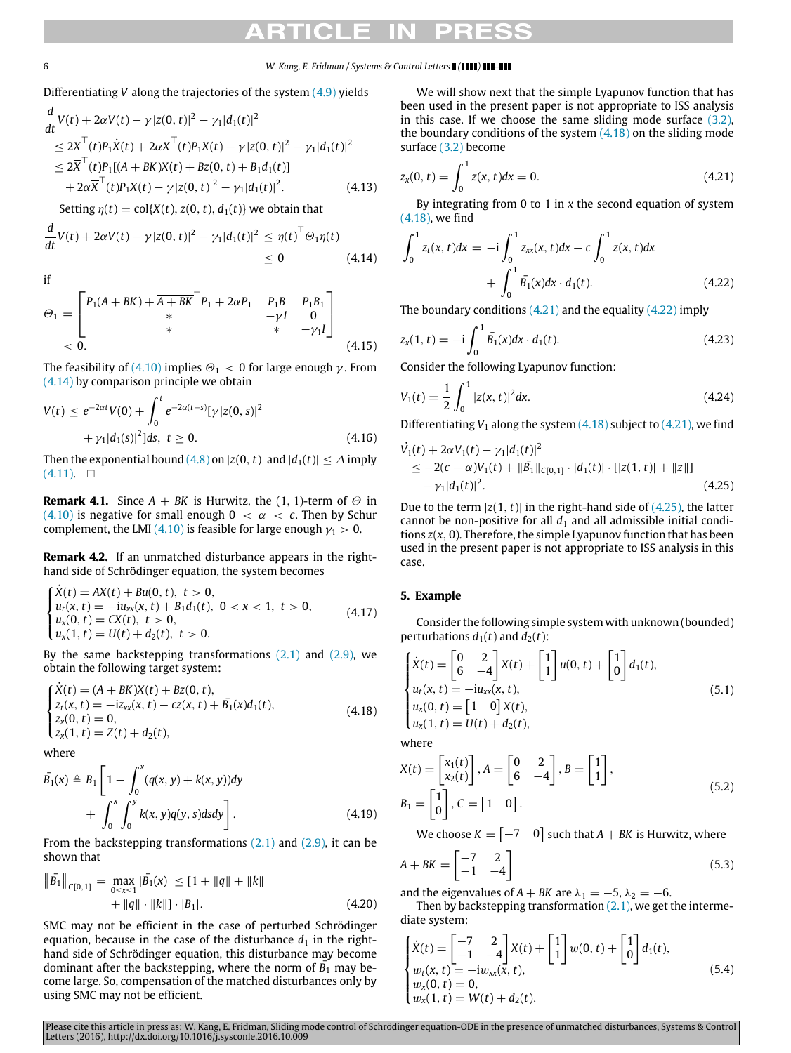Differentiating $V$ along the trajectories of the system (4.9) yields

$$
\begin{aligned}
&\frac{d}{dt}V(t) + 2\alpha V(t) - \gamma|z(0,t)|^2 - \gamma_1|d_1(t)|^2 \\
&\le 2\overline{X}^\top(t)P_1\dot{X}(t) + 2\alpha\overline{X}^\top(t)P_1X(t) - \gamma|z(0,t)|^2 - \gamma_1|d_1(t)|^2 \\
&\le 2\overline{X}^\top(t)P_1[(A+BK)X(t) + Bz(0,t) + B_1d_1(t)] \\
&\quad + 2\alpha\overline{X}^\top(t)P_1X(t) - \gamma|z(0,t)|^2 - \gamma_1|d_1(t)|^2.
\end{aligned} \tag{4.13}
$$

Setting $\eta(t) = \mathrm{col}\{X(t), z(0,t), d_1(t)\}$ we obtain that

$$
\begin{aligned}
\frac{d}{dt}V(t) + 2\alpha V(t) - \gamma|z(0,t)|^2 - \gamma_1|d_1(t)|^2 &\le \overline{\eta(t)}^\top \Theta_1 \eta(t) \\
&\le 0
\end{aligned} \tag{4.14}
$$

if

$$
\Theta_1 = \begin{bmatrix} P_1(A+BK) + \overline{A+BK}^\top P_1 + 2\alpha P_1 & P_1B & P_1B_1 \\ * & -\gamma I & 0 \\ * & * & -\gamma_1 I \end{bmatrix} < 0. \tag{4.15}
$$

The feasibility of (4.10) implies $\Theta_1 < 0$ for large enough $\gamma$. From (4.14) by comparison principle we obtain

$$
V(t) \le e^{-2\alpha t}V(0) + \int_0^t e^{-2\alpha(t-s)}[\gamma|z(0,s)|^2 + \gamma_1|d_1(s)|^2]ds, \ t \ge 0. \tag{4.16}
$$

Then the exponential bound (4.8) on $|z(0,t)|$ and $|d_1(t)| \le \Delta$ imply (4.11). □

**Remark 4.1.** Since $A + BK$ is Hurwitz, the (1, 1)-term of $\Theta$ in (4.10) is negative for small enough $0 < \alpha < c$. Then by Schur complement, the LMI (4.10) is feasible for large enough $\gamma_1 > 0$.

**Remark 4.2.** If an unmatched disturbance appears in the right-hand side of Schrödinger equation, the system becomes

$$
\begin{cases}
\dot{X}(t) = AX(t) + Bu(0,t), \ t > 0, \\
u_t(x,t) = -\mathrm{i}u_{xx}(x,t) + B_1d_1(t), \ 0 < x < 1, \ t > 0, \\
u_x(0,t) = CX(t), \ t > 0, \\
u_x(1,t) = U(t) + d_2(t), \ t > 0.
\end{cases} \tag{4.17}
$$

By the same backstepping transformations (2.1) and (2.9), we obtain the following target system:

$$
\begin{cases}
\dot{X}(t) = (A+BK)X(t) + Bz(0,t), \\
z_t(x,t) = -\mathrm{i}z_{xx}(x,t) - cz(x,t) + \bar{B_1}(x)d_1(t), \\
z_x(0,t) = 0, \\
z_x(1,t) = Z(t) + d_2(t),
\end{cases} \tag{4.18}
$$

where

$$
\bar{B_1}(x) \triangleq B_1\left[1 - \int_0^x (q(x,y) + k(x,y))dy + \int_0^x\int_0^y k(x,y)q(y,s)dsdy\right]. \tag{4.19}
$$

From the backstepping transformations (2.1) and (2.9), it can be shown that

$$
\|\bar{B_1}\|_{C[0,1]} = \max_{0\le x\le 1}|\bar{B_1}(x)| \le [1 + \|q\| + \|k\| + \|q\|\cdot\|k\|]\cdot|B_1|. \tag{4.20}
$$

SMC may not be efficient in the case of perturbed Schrödinger equation, because in the case of the disturbance $d_1$ in the right-hand side of Schrödinger equation, this disturbance may become dominant after the backstepping, where the norm of $\bar{B_1}$ may become large. So, compensation of the matched disturbances only by using SMC may not be efficient.

We will show next that the simple Lyapunov function that has been used in the present paper is not appropriate to ISS analysis in this case. If we choose the same sliding mode surface (3.2), the boundary conditions of the system (4.18) on the sliding mode surface (3.2) become

$$
z_x(0,t) = \int_0^1 z(x,t)dx = 0. \tag{4.21}
$$

By integrating from 0 to 1 in $x$ the second equation of system (4.18), we find

$$
\int_0^1 z_t(x,t)dx = -\mathrm{i}\int_0^1 z_{xx}(x,t)dx - c\int_0^1 z(x,t)dx + \int_0^1 \bar{B_1}(x)dx\cdot d_1(t). \tag{4.22}
$$

The boundary conditions (4.21) and the equality (4.22) imply

$$
z_x(1,t) = -\mathrm{i}\int_0^1 \bar{B_1}(x)dx\cdot d_1(t). \tag{4.23}
$$

Consider the following Lyapunov function:

$$
V_1(t) = \frac{1}{2}\int_0^1 |z(x,t)|^2dx. \tag{4.24}
$$

Differentiating $V_1$ along the system (4.18) subject to (4.21), we find

$$
\begin{aligned}
&\dot{V}_1(t) + 2\alpha V_1(t) - \gamma_1|d_1(t)|^2 \\
&\le -2(c-\alpha)V_1(t) + \|\bar{B}_1\|_{C[0,1]}\cdot|d_1(t)|\cdot[|z(1,t)| + \|z\|] \\
&\quad - \gamma_1|d_1(t)|^2.
\end{aligned} \tag{4.25}
$$

Due to the term $|z(1,t)|$ in the right-hand side of (4.25), the latter cannot be non-positive for all $d_1$ and all admissible initial conditions $z(x,0)$. Therefore, the simple Lyapunov function that has been used in the present paper is not appropriate to ISS analysis in this case.

## 5. Example

Consider the following simple system with unknown (bounded) perturbations $d_1(t)$ and $d_2(t)$:

$$
\begin{cases}
\dot{X}(t) = \begin{bmatrix} 0 & 2 \\ 6 & -4 \end{bmatrix}X(t) + \begin{bmatrix} 1 \\ 1 \end{bmatrix}u(0,t) + \begin{bmatrix} 1 \\ 0 \end{bmatrix}d_1(t), \\
u_t(x,t) = -\mathrm{i}u_{xx}(x,t), \\
u_x(0,t) = \begin{bmatrix} 1 & 0 \end{bmatrix}X(t), \\
u_x(1,t) = U(t) + d_2(t),
\end{cases} \tag{5.1}
$$

where

$$
X(t) = \begin{bmatrix} x_1(t) \\ x_2(t) \end{bmatrix}, A = \begin{bmatrix} 0 & 2 \\ 6 & -4 \end{bmatrix}, B = \begin{bmatrix} 1 \\ 1 \end{bmatrix}, \quad B_1 = \begin{bmatrix} 1 \\ 0 \end{bmatrix}, C = \begin{bmatrix} 1 & 0 \end{bmatrix}. \tag{5.2}
$$

We choose $K = \begin{bmatrix} -7 & 0 \end{bmatrix}$ such that $A + BK$ is Hurwitz, where

$$
A + BK = \begin{bmatrix} -7 & 2 \\ -1 & -4 \end{bmatrix} \tag{5.3}
$$

and the eigenvalues of $A + BK$ are $\lambda_1 = -5, \lambda_2 = -6$.

Then by backstepping transformation (2.1), we get the intermediate system:

$$
\begin{cases}
\dot{X}(t) = \begin{bmatrix} -7 & 2 \\ -1 & -4 \end{bmatrix}X(t) + \begin{bmatrix} 1 \\ 1 \end{bmatrix}w(0,t) + \begin{bmatrix} 1 \\ 0 \end{bmatrix}d_1(t), \\
w_t(x,t) = -\mathrm{i}w_{xx}(x,t), \\
w_x(0,t) = 0, \\
w_x(1,t) = W(t) + d_2(t).
\end{cases} \tag{5.4}
$$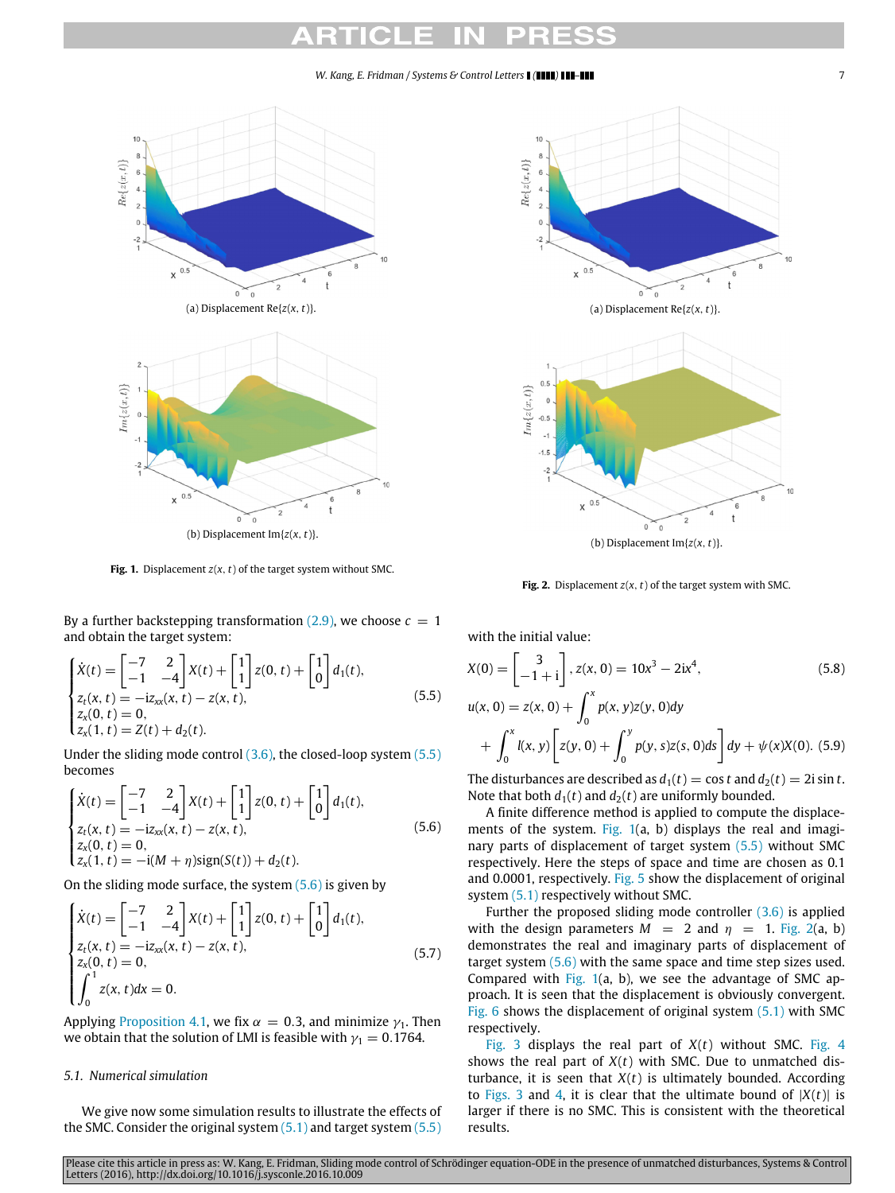(a) Displacement $\mathrm{Re}\{z(x,t)\}$.

(b) Displacement $\mathrm{Im}\{z(x,t)\}$.

**Fig. 1.** Displacement $z(x,t)$ of the target system without SMC.

(a) Displacement $\mathrm{Re}\{z(x,t)\}$.

(b) Displacement $\mathrm{Im}\{z(x,t)\}$.

**Fig. 2.** Displacement $z(x,t)$ of the target system with SMC.

By a further backstepping transformation (2.9), we choose $c = 1$ and obtain the target system:

$$
\begin{cases}
\dot{X}(t) = \begin{bmatrix} -7 & 2 \\ -1 & -4 \end{bmatrix} X(t) + \begin{bmatrix} 1 \\ 1 \end{bmatrix} z(0,t) + \begin{bmatrix} 1 \\ 0 \end{bmatrix} d_1(t), \\
z_t(x,t) = -\mathrm{i} z_{xx}(x,t) - z(x,t), \\
z_x(0,t) = 0, \\
z_x(1,t) = Z(t) + d_2(t).
\end{cases}
\tag{5.5}
$$

Under the sliding mode control (3.6), the closed-loop system (5.5) becomes

$$
\begin{cases}
\dot{X}(t) = \begin{bmatrix} -7 & 2 \\ -1 & -4 \end{bmatrix} X(t) + \begin{bmatrix} 1 \\ 1 \end{bmatrix} z(0,t) + \begin{bmatrix} 1 \\ 0 \end{bmatrix} d_1(t), \\
z_t(x,t) = -\mathrm{i} z_{xx}(x,t) - z(x,t), \\
z_x(0,t) = 0, \\
z_x(1,t) = -\mathrm{i}(M+\eta)\mathrm{sign}(S(t)) + d_2(t).
\end{cases}
\tag{5.6}
$$

On the sliding mode surface, the system (5.6) is given by

$$
\begin{cases}
\dot{X}(t) = \begin{bmatrix} -7 & 2 \\ -1 & -4 \end{bmatrix} X(t) + \begin{bmatrix} 1 \\ 1 \end{bmatrix} z(0,t) + \begin{bmatrix} 1 \\ 0 \end{bmatrix} d_1(t), \\
z_t(x,t) = -\mathrm{i} z_{xx}(x,t) - z(x,t), \\
z_x(0,t) = 0, \\
\displaystyle\int_0^1 z(x,t)dx = 0.
\end{cases}
\tag{5.7}
$$

Applying Proposition 4.1, we fix $\alpha = 0.3$, and minimize $\gamma_1$. Then we obtain that the solution of LMI is feasible with $\gamma_1 = 0.1764$.

### 5.1. Numerical simulation

We give now some simulation results to illustrate the effects of the SMC. Consider the original system (5.1) and target system (5.5) with the initial value:

$$
X(0) = \begin{bmatrix} 3 \\ -1+\mathrm{i} \end{bmatrix}, \; z(x,0) = 10x^3 - 2\mathrm{i}x^4, \tag{5.8}
$$

$$
u(x,0) = z(x,0) + \int_0^x p(x,y) z(y,0) dy
$$
$$
+ \int_0^x l(x,y)\left[ z(y,0) + \int_0^y p(y,s) z(s,0) ds \right] dy + \psi(x) X(0). \tag{5.9}
$$

The disturbances are described as $d_1(t) = \cos t$ and $d_2(t) = 2\mathrm{i}\sin t$. Note that both $d_1(t)$ and $d_2(t)$ are uniformly bounded.

A finite difference method is applied to compute the displacements of the system. Fig. 1(a, b) displays the real and imaginary parts of displacement of target system (5.5) without SMC respectively. Here the steps of space and time are chosen as 0.1 and 0.0001, respectively. Fig. 5 show the displacement of original system (5.1) respectively without SMC.

Further the proposed sliding mode controller (3.6) is applied with the design parameters $M = 2$ and $\eta = 1$. Fig. 2(a, b) demonstrates the real and imaginary parts of displacement of target system (5.6) with the same space and time step sizes used. Compared with Fig. 1(a, b), we see the advantage of SMC approach. It is seen that the displacement is obviously convergent. Fig. 6 shows the displacement of original system (5.1) with SMC respectively.

Fig. 3 displays the real part of $X(t)$ without SMC. Fig. 4 shows the real part of $X(t)$ with SMC. Due to unmatched disturbance, it is seen that $X(t)$ is ultimately bounded. According to Figs. 3 and 4, it is clear that the ultimate bound of $|X(t)|$ is larger if there is no SMC. This is consistent with the theoretical results.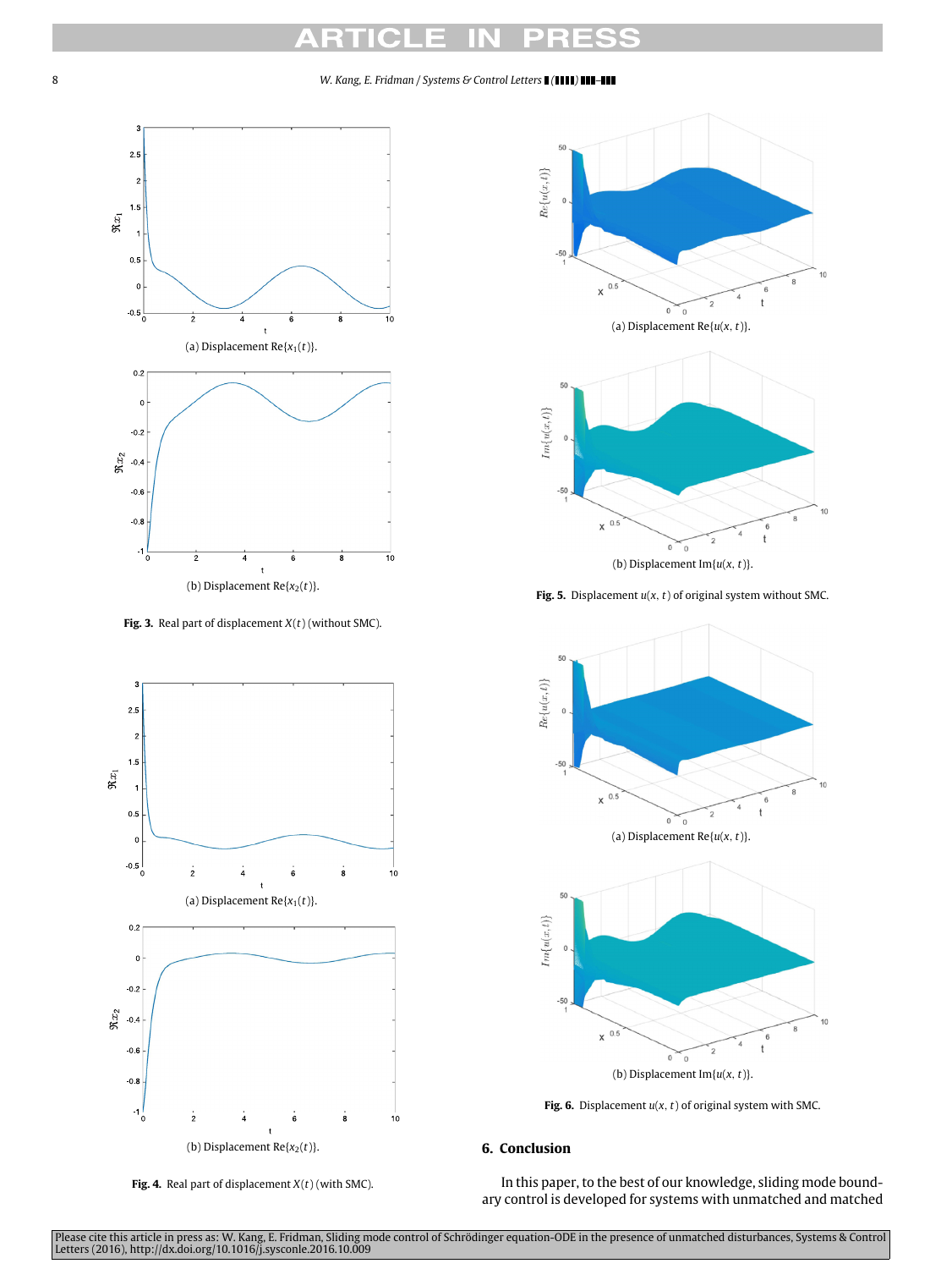(a) Displacement $\mathrm{Re}\{x_1(t)\}$.

(b) Displacement $\mathrm{Re}\{x_2(t)\}$.

**Fig. 3.** Real part of displacement $X(t)$ (without SMC).

(a) Displacement $\mathrm{Re}\{x_1(t)\}$.

(b) Displacement $\mathrm{Re}\{x_2(t)\}$.

**Fig. 4.** Real part of displacement $X(t)$ (with SMC).

(a) Displacement $\mathrm{Re}\{u(x, t)\}$.

(b) Displacement $\mathrm{Im}\{u(x, t)\}$.

**Fig. 5.** Displacement $u(x, t)$ of original system without SMC.

(a) Displacement $\mathrm{Re}\{u(x, t)\}$.

(b) Displacement $\mathrm{Im}\{u(x, t)\}$.

**Fig. 6.** Displacement $u(x, t)$ of original system with SMC.

## 6. Conclusion

In this paper, to the best of our knowledge, sliding mode boundary control is developed for systems with unmatched and matched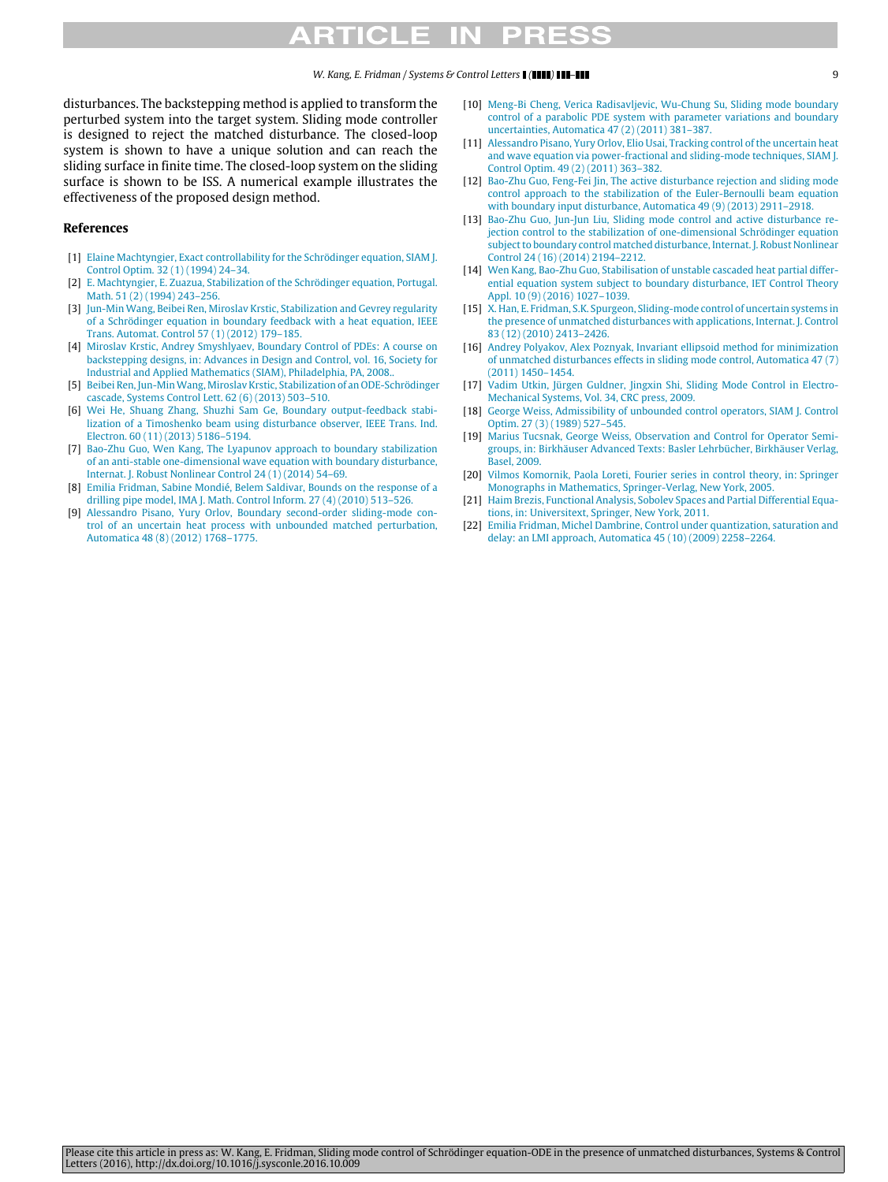disturbances. The backstepping method is applied to transform the perturbed system into the target system. Sliding mode controller is designed to reject the matched disturbance. The closed-loop system is shown to have a unique solution and can reach the sliding surface in finite time. The closed-loop system on the sliding surface is shown to be ISS. A numerical example illustrates the effectiveness of the proposed design method.

## References

[1] Elaine Machtyngier, Exact controllability for the Schrödinger equation, SIAM J. Control Optim. 32 (1) (1994) 24–34.

[2] E. Machtyngier, E. Zuazua, Stabilization of the Schrödinger equation, Portugal. Math. 51 (2) (1994) 243–256.

[3] Jun-Min Wang, Beibei Ren, Miroslav Krstic, Stabilization and Gevrey regularity of a Schrödinger equation in boundary feedback with a heat equation, IEEE Trans. Automat. Control 57 (1) (2012) 179–185.

[4] Miroslav Krstic, Andrey Smyshlyaev, Boundary Control of PDEs: A course on backstepping designs, in: Advances in Design and Control, vol. 16, Society for Industrial and Applied Mathematics (SIAM), Philadelphia, PA, 2008..

[5] Beibei Ren, Jun-Min Wang, Miroslav Krstic, Stabilization of an ODE-Schrödinger cascade, Systems Control Lett. 62 (6) (2013) 503–510.

[6] Wei He, Shuang Zhang, Shuzhi Sam Ge, Boundary output-feedback stabilization of a Timoshenko beam using disturbance observer, IEEE Trans. Ind. Electron. 60 (11) (2013) 5186–5194.

[7] Bao-Zhu Guo, Wen Kang, The Lyapunov approach to boundary stabilization of an anti-stable one-dimensional wave equation with boundary disturbance, Internat. J. Robust Nonlinear Control 24 (1) (2014) 54–69.

[8] Emilia Fridman, Sabine Mondié, Belem Saldivar, Bounds on the response of a drilling pipe model, IMA J. Math. Control Inform. 27 (4) (2010) 513–526.

[9] Alessandro Pisano, Yury Orlov, Boundary second-order sliding-mode control of an uncertain heat process with unbounded matched perturbation, Automatica 48 (8) (2012) 1768–1775.

[10] Meng-Bi Cheng, Verica Radisavljevic, Wu-Chung Su, Sliding mode boundary control of a parabolic PDE system with parameter variations and boundary uncertainties, Automatica 47 (2) (2011) 381–387.

[11] Alessandro Pisano, Yury Orlov, Elio Usai, Tracking control of the uncertain heat and wave equation via power-fractional and sliding-mode techniques, SIAM J. Control Optim. 49 (2) (2011) 363–382.

[12] Bao-Zhu Guo, Feng-Fei Jin, The active disturbance rejection and sliding mode control approach to the stabilization of the Euler-Bernoulli beam equation with boundary input disturbance, Automatica 49 (9) (2013) 2911–2918.

[13] Bao-Zhu Guo, Jun-Jun Liu, Sliding mode control and active disturbance rejection control to the stabilization of one-dimensional Schrödinger equation subject to boundary control matched disturbance, Internat. J. Robust Nonlinear Control 24 (16) (2014) 2194–2212.

[14] Wen Kang, Bao-Zhu Guo, Stabilisation of unstable cascaded heat partial differential equation system subject to boundary disturbance, IET Control Theory Appl. 10 (9) (2016) 1027–1039.

[15] X. Han, E. Fridman, S.K. Spurgeon, Sliding-mode control of uncertain systems in the presence of unmatched disturbances with applications, Internat. J. Control 83 (12) (2010) 2413–2426.

[16] Andrey Polyakov, Alex Poznyak, Invariant ellipsoid method for minimization of unmatched disturbances effects in sliding mode control, Automatica 47 (7) (2011) 1450–1454.

[17] Vadim Utkin, Jürgen Guldner, Jingxin Shi, Sliding Mode Control in Electro-Mechanical Systems, Vol. 34, CRC press, 2009.

[18] George Weiss, Admissibility of unbounded control operators, SIAM J. Control Optim. 27 (3) (1989) 527–545.

[19] Marius Tucsnak, George Weiss, Observation and Control for Operator Semigroups, in: Birkhäuser Advanced Texts: Basler Lehrbücher, Birkhäuser Verlag, Basel, 2009.

[20] Vilmos Komornik, Paola Loreti, Fourier series in control theory, in: Springer Monographs in Mathematics, Springer-Verlag, New York, 2005.

[21] Haim Brezis, Functional Analysis, Sobolev Spaces and Partial Differential Equations, in: Universitext, Springer, New York, 2011.

[22] Emilia Fridman, Michel Dambrine, Control under quantization, saturation and delay: an LMI approach, Automatica 45 (10) (2009) 2258–2264.